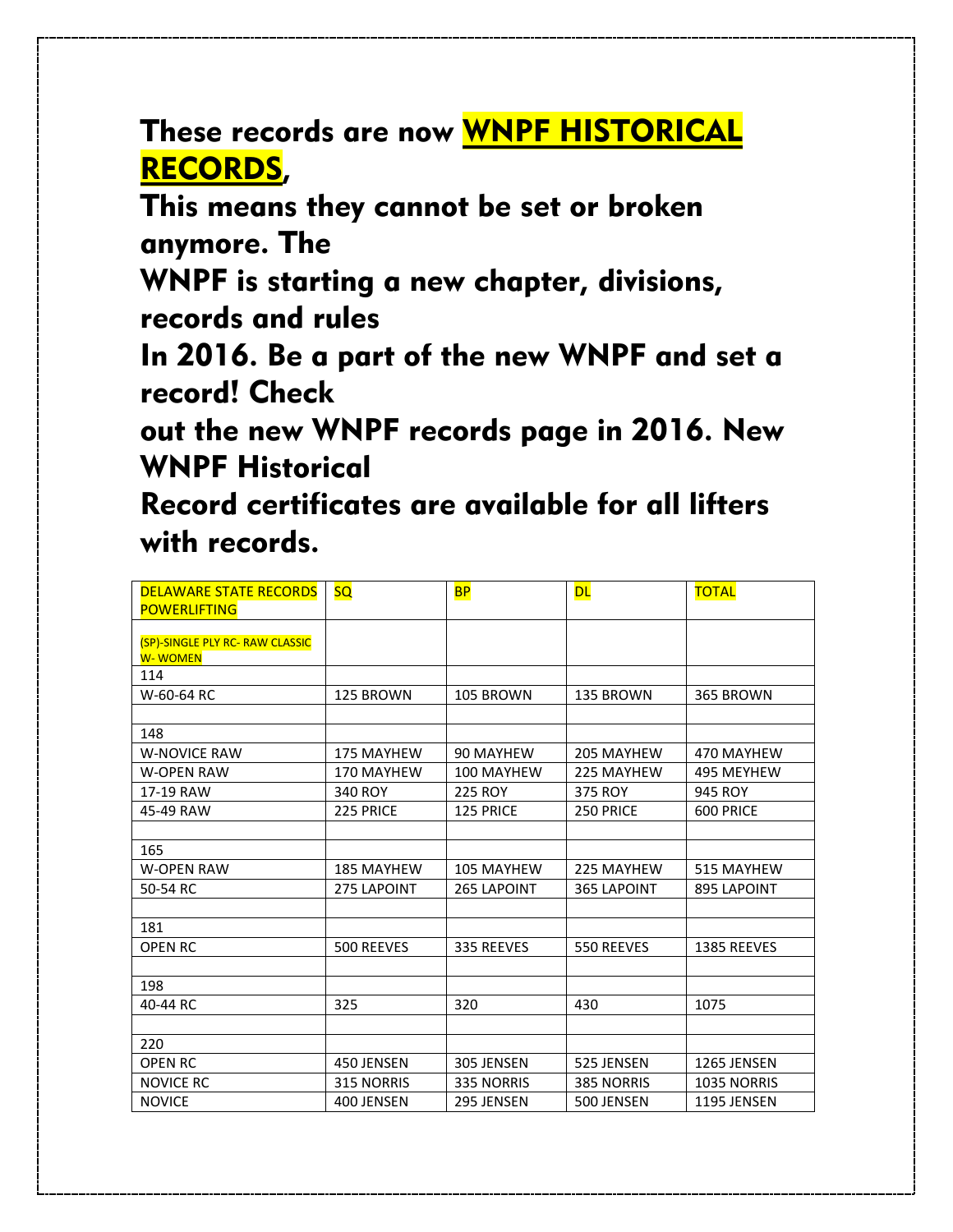**These records are now WNPF HISTORICAL RECORDS,**
**This means they cannot be set or broken anymore. The**
**WNPF is starting a new chapter, divisions, records and rules**
**In 2016. Be a part of the new WNPF and set a record! Check**
**out the new WNPF records page in 2016. New WNPF Historical**
**Record certificates are available for all lifters with records.**

| DELAWARE STATE RECORDS POWERLIFTING | SQ | BP | DL | TOTAL |
|---|---|---|---|---|
| (SP)-SINGLE PLY RC- RAW CLASSIC W- WOMEN | | | | |
| 114 | | | | |
| W-60-64 RC | 125 BROWN | 105 BROWN | 135 BROWN | 365 BROWN |
| | | | | |
| 148 | | | | |
| W-NOVICE RAW | 175 MAYHEW | 90 MAYHEW | 205 MAYHEW | 470 MAYHEW |
| W-OPEN RAW | 170 MAYHEW | 100 MAYHEW | 225 MAYHEW | 495 MEYHEW |
| 17-19 RAW | 340 ROY | 225 ROY | 375 ROY | 945 ROY |
| 45-49 RAW | 225 PRICE | 125 PRICE | 250 PRICE | 600 PRICE |
| | | | | |
| 165 | | | | |
| W-OPEN RAW | 185 MAYHEW | 105 MAYHEW | 225 MAYHEW | 515 MAYHEW |
| 50-54 RC | 275 LAPOINT | 265 LAPOINT | 365 LAPOINT | 895 LAPOINT |
| | | | | |
| 181 | | | | |
| OPEN RC | 500 REEVES | 335 REEVES | 550 REEVES | 1385 REEVES |
| | | | | |
| 198 | | | | |
| 40-44 RC | 325 | 320 | 430 | 1075 |
| | | | | |
| 220 | | | | |
| OPEN RC | 450 JENSEN | 305 JENSEN | 525 JENSEN | 1265 JENSEN |
| NOVICE RC | 315 NORRIS | 335 NORRIS | 385 NORRIS | 1035 NORRIS |
| NOVICE | 400 JENSEN | 295 JENSEN | 500 JENSEN | 1195 JENSEN |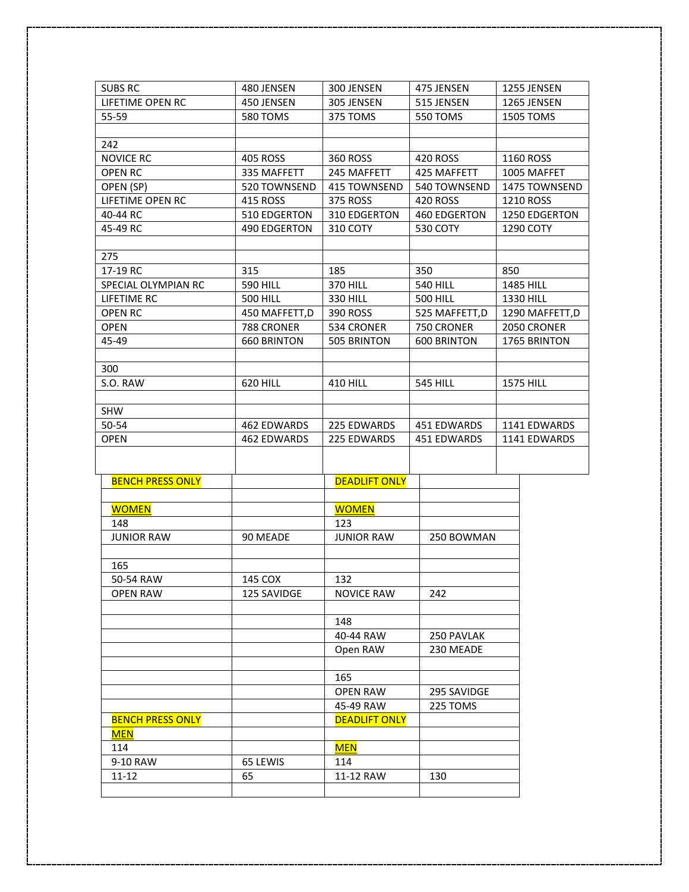| SUBS RC | 480 JENSEN | 300 JENSEN | 475 JENSEN | 1255 JENSEN |
|---|---|---|---|---|
| LIFETIME OPEN RC | 450 JENSEN | 305 JENSEN | 515 JENSEN | 1265 JENSEN |
| 55-59 | 580 TOMS | 375 TOMS | 550 TOMS | 1505 TOMS |
| | | | | |
| 242 | | | | |
| NOVICE RC | 405 ROSS | 360 ROSS | 420 ROSS | 1160 ROSS |
| OPEN RC | 335 MAFFETT | 245 MAFFETT | 425 MAFFETT | 1005 MAFFET |
| OPEN (SP) | 520 TOWNSEND | 415 TOWNSEND | 540 TOWNSEND | 1475 TOWNSEND |
| LIFETIME OPEN RC | 415 ROSS | 375 ROSS | 420 ROSS | 1210 ROSS |
| 40-44 RC | 510 EDGERTON | 310 EDGERTON | 460 EDGERTON | 1250 EDGERTON |
| 45-49 RC | 490 EDGERTON | 310 COTY | 530 COTY | 1290 COTY |
| | | | | |
| 275 | | | | |
| 17-19 RC | 315 | 185 | 350 | 850 |
| SPECIAL OLYMPIAN RC | 590 HILL | 370 HILL | 540 HILL | 1485 HILL |
| LIFETIME RC | 500 HILL | 330 HILL | 500 HILL | 1330 HILL |
| OPEN RC | 450 MAFFETT,D | 390 ROSS | 525 MAFFETT,D | 1290 MAFFETT,D |
| OPEN | 788 CRONER | 534 CRONER | 750 CRONER | 2050 CRONER |
| 45-49 | 660 BRINTON | 505 BRINTON | 600 BRINTON | 1765 BRINTON |
| | | | | |
| 300 | | | | |
| S.O. RAW | 620 HILL | 410 HILL | 545 HILL | 1575 HILL |
| | | | | |
| SHW | | | | |
| 50-54 | 462 EDWARDS | 225 EDWARDS | 451 EDWARDS | 1141 EDWARDS |
| OPEN | 462 EDWARDS | 225 EDWARDS | 451 EDWARDS | 1141 EDWARDS |

| BENCH PRESS ONLY | | DEADLIFT ONLY | |
|---|---|---|---|
| | | | |
| WOMEN | | WOMEN | |
| 148 | | 123 | |
| JUNIOR RAW | 90 MEADE | JUNIOR RAW | 250 BOWMAN |
| | | | |
| 165 | | | |
| 50-54 RAW | 145 COX | 132 | |
| OPEN RAW | 125 SAVIDGE | NOVICE RAW | 242 |
| | | | |
| | | 148 | |
| | | 40-44 RAW | 250 PAVLAK |
| | | Open RAW | 230 MEADE |
| | | | |
| | | 165 | |
| | | OPEN RAW | 295 SAVIDGE |
| | | 45-49 RAW | 225 TOMS |
| BENCH PRESS ONLY | | DEADLIFT ONLY | |
| MEN | | | |
| 114 | | MEN | |
| 9-10 RAW | 65 LEWIS | 114 | |
| 11-12 | 65 | 11-12 RAW | 130 |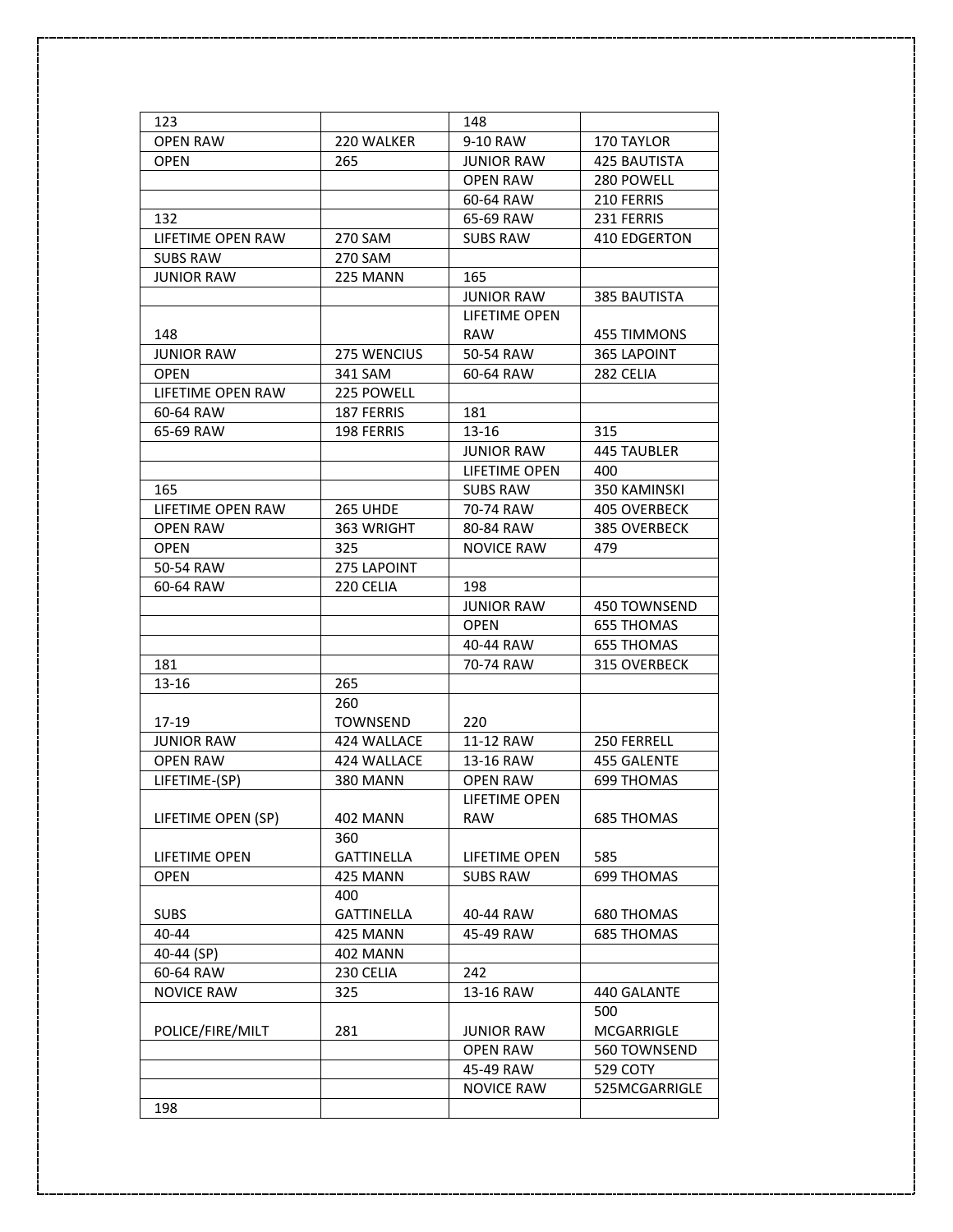| 123 | | 148 | |
|---|---|---|---|
| OPEN RAW | 220 WALKER | 9-10 RAW | 170 TAYLOR |
| OPEN | 265 | JUNIOR RAW | 425 BAUTISTA |
| | | OPEN RAW | 280 POWELL |
| | | 60-64 RAW | 210 FERRIS |
| 132 | | 65-69 RAW | 231 FERRIS |
| LIFETIME OPEN RAW | 270 SAM | SUBS RAW | 410 EDGERTON |
| SUBS RAW | 270 SAM | | |
| JUNIOR RAW | 225 MANN | 165 | |
| | | JUNIOR RAW | 385 BAUTISTA |
| 148 | | LIFETIME OPEN RAW | 455 TIMMONS |
| JUNIOR RAW | 275 WENCIUS | 50-54 RAW | 365 LAPOINT |
| OPEN | 341 SAM | 60-64 RAW | 282 CELIA |
| LIFETIME OPEN RAW | 225 POWELL | | |
| 60-64 RAW | 187 FERRIS | 181 | |
| 65-69 RAW | 198 FERRIS | 13-16 | 315 |
| | | JUNIOR RAW | 445 TAUBLER |
| | | LIFETIME OPEN | 400 |
| 165 | | SUBS RAW | 350 KAMINSKI |
| LIFETIME OPEN RAW | 265 UHDE | 70-74 RAW | 405 OVERBECK |
| OPEN RAW | 363 WRIGHT | 80-84 RAW | 385 OVERBECK |
| OPEN | 325 | NOVICE RAW | 479 |
| 50-54 RAW | 275 LAPOINT | | |
| 60-64 RAW | 220 CELIA | 198 | |
| | | JUNIOR RAW | 450 TOWNSEND |
| | | OPEN | 655 THOMAS |
| | | 40-44 RAW | 655 THOMAS |
| 181 | | 70-74 RAW | 315 OVERBECK |
| 13-16 | 265 | | |
| 17-19 | 260 TOWNSEND | 220 | |
| JUNIOR RAW | 424 WALLACE | 11-12 RAW | 250 FERRELL |
| OPEN RAW | 424 WALLACE | 13-16 RAW | 455 GALENTE |
| LIFETIME-(SP) | 380 MANN | OPEN RAW | 699 THOMAS |
| LIFETIME OPEN (SP) | 402 MANN | LIFETIME OPEN RAW | 685 THOMAS |
| LIFETIME OPEN | 360 GATTINELLA | LIFETIME OPEN | 585 |
| OPEN | 425 MANN | SUBS RAW | 699 THOMAS |
| SUBS | 400 GATTINELLA | 40-44 RAW | 680 THOMAS |
| 40-44 | 425 MANN | 45-49 RAW | 685 THOMAS |
| 40-44 (SP) | 402 MANN | | |
| 60-64 RAW | 230 CELIA | 242 | |
| NOVICE RAW | 325 | 13-16 RAW | 440 GALANTE |
| POLICE/FIRE/MILT | 281 | JUNIOR RAW | 500 MCGARRIGLE |
| | | OPEN RAW | 560 TOWNSEND |
| | | 45-49 RAW | 529 COTY |
| | | NOVICE RAW | 525MCGARRIGLE |
| 198 | | | |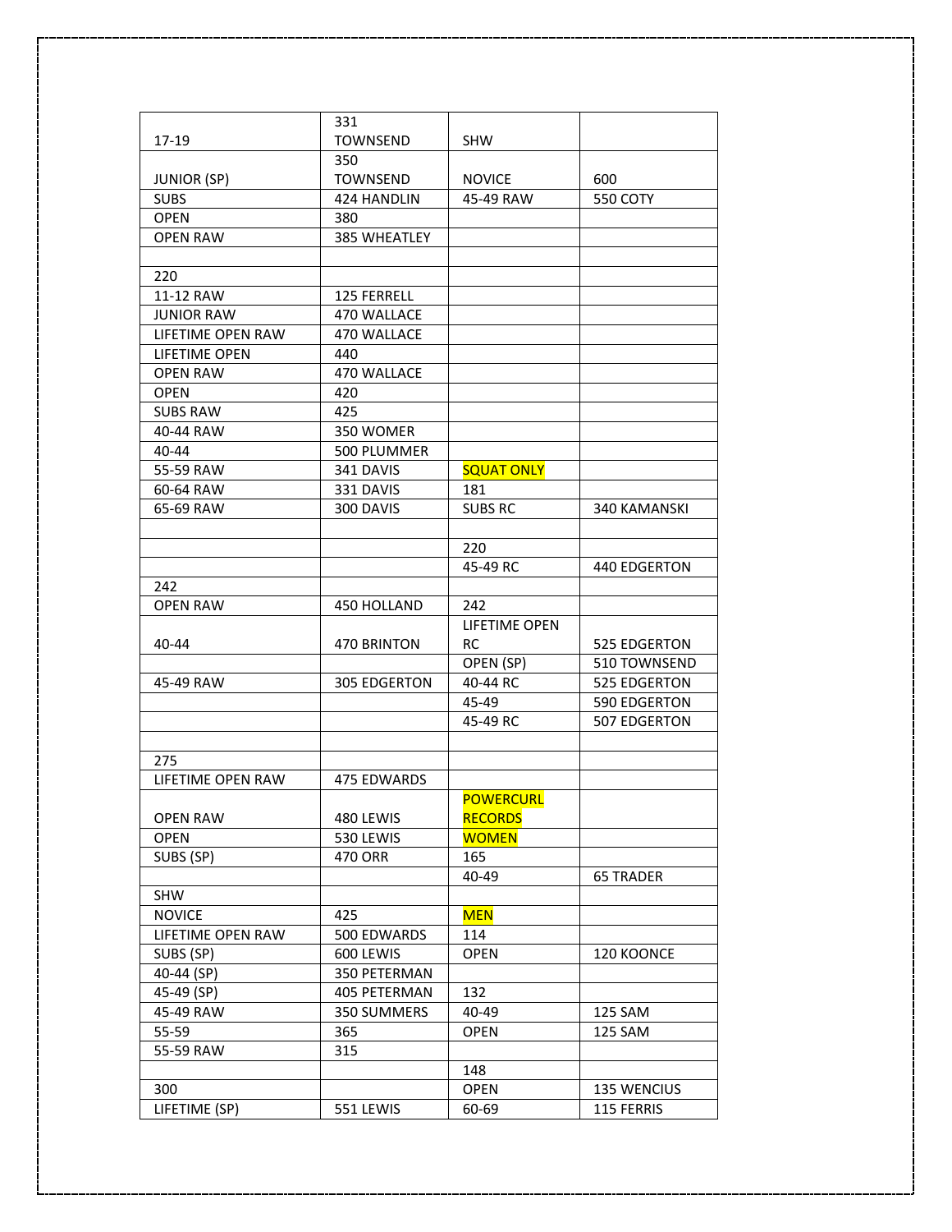| | | | |
|---|---|---|---|
| 17-19 | 331 TOWNSEND | SHW | |
| JUNIOR (SP) | 350 TOWNSEND | NOVICE | 600 |
| SUBS | 424 HANDLIN | 45-49 RAW | 550 COTY |
| OPEN | 380 | | |
| OPEN RAW | 385 WHEATLEY | | |
| | | | |
| 220 | | | |
| 11-12 RAW | 125 FERRELL | | |
| JUNIOR RAW | 470 WALLACE | | |
| LIFETIME OPEN RAW | 470 WALLACE | | |
| LIFETIME OPEN | 440 | | |
| OPEN RAW | 470 WALLACE | | |
| OPEN | 420 | | |
| SUBS RAW | 425 | | |
| 40-44 RAW | 350 WOMER | | |
| 40-44 | 500 PLUMMER | | |
| 55-59 RAW | 341 DAVIS | SQUAT ONLY | |
| 60-64 RAW | 331 DAVIS | 181 | |
| 65-69 RAW | 300 DAVIS | SUBS RC | 340 KAMANSKI |
| | | | |
| | | 220 | |
| | | 45-49 RC | 440 EDGERTON |
| 242 | | | |
| OPEN RAW | 450 HOLLAND | 242 | |
| 40-44 | 470 BRINTON | LIFETIME OPEN RC | 525 EDGERTON |
| | | OPEN (SP) | 510 TOWNSEND |
| 45-49 RAW | 305 EDGERTON | 40-44 RC | 525 EDGERTON |
| | | 45-49 | 590 EDGERTON |
| | | 45-49 RC | 507 EDGERTON |
| | | | |
| 275 | | | |
| LIFETIME OPEN RAW | 475 EDWARDS | | |
| OPEN RAW | 480 LEWIS | POWERCURL RECORDS | |
| OPEN | 530 LEWIS | WOMEN | |
| SUBS (SP) | 470 ORR | 165 | |
| | | 40-49 | 65 TRADER |
| SHW | | | |
| NOVICE | 425 | MEN | |
| LIFETIME OPEN RAW | 500 EDWARDS | 114 | |
| SUBS (SP) | 600 LEWIS | OPEN | 120 KOONCE |
| 40-44 (SP) | 350 PETERMAN | | |
| 45-49 (SP) | 405 PETERMAN | 132 | |
| 45-49 RAW | 350 SUMMERS | 40-49 | 125 SAM |
| 55-59 | 365 | OPEN | 125 SAM |
| 55-59 RAW | 315 | | |
| | | 148 | |
| 300 | | OPEN | 135 WENCIUS |
| LIFETIME (SP) | 551 LEWIS | 60-69 | 115 FERRIS |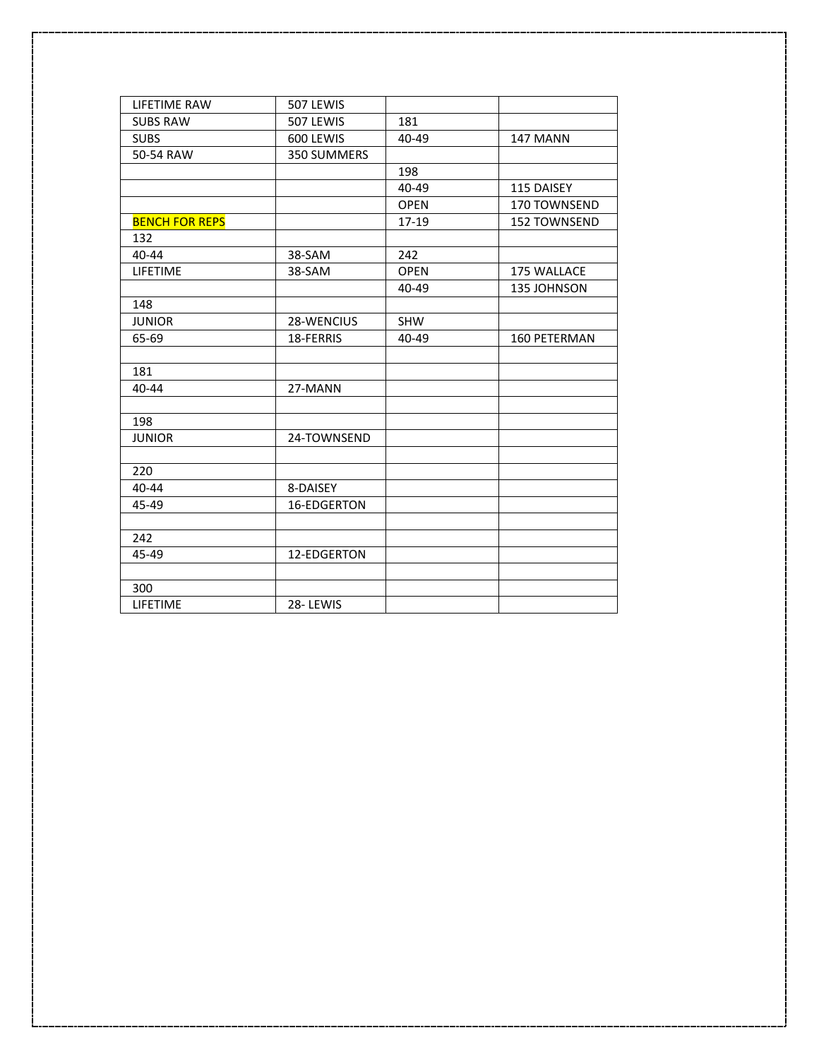| | | | |
|---|---|---|---|
| LIFETIME RAW | 507 LEWIS | | |
| SUBS RAW | 507 LEWIS | 181 | |
| SUBS | 600 LEWIS | 40-49 | 147 MANN |
| 50-54 RAW | 350 SUMMERS | | |
| | | 198 | |
| | | 40-49 | 115 DAISEY |
| | | OPEN | 170 TOWNSEND |
| BENCH FOR REPS | | 17-19 | 152 TOWNSEND |
| 132 | | | |
| 40-44 | 38-SAM | 242 | |
| LIFETIME | 38-SAM | OPEN | 175 WALLACE |
| | | 40-49 | 135 JOHNSON |
| 148 | | | |
| JUNIOR | 28-WENCIUS | SHW | |
| 65-69 | 18-FERRIS | 40-49 | 160 PETERMAN |
| | | | |
| 181 | | | |
| 40-44 | 27-MANN | | |
| | | | |
| 198 | | | |
| JUNIOR | 24-TOWNSEND | | |
| | | | |
| 220 | | | |
| 40-44 | 8-DAISEY | | |
| 45-49 | 16-EDGERTON | | |
| | | | |
| 242 | | | |
| 45-49 | 12-EDGERTON | | |
| | | | |
| 300 | | | |
| LIFETIME | 28- LEWIS | | |